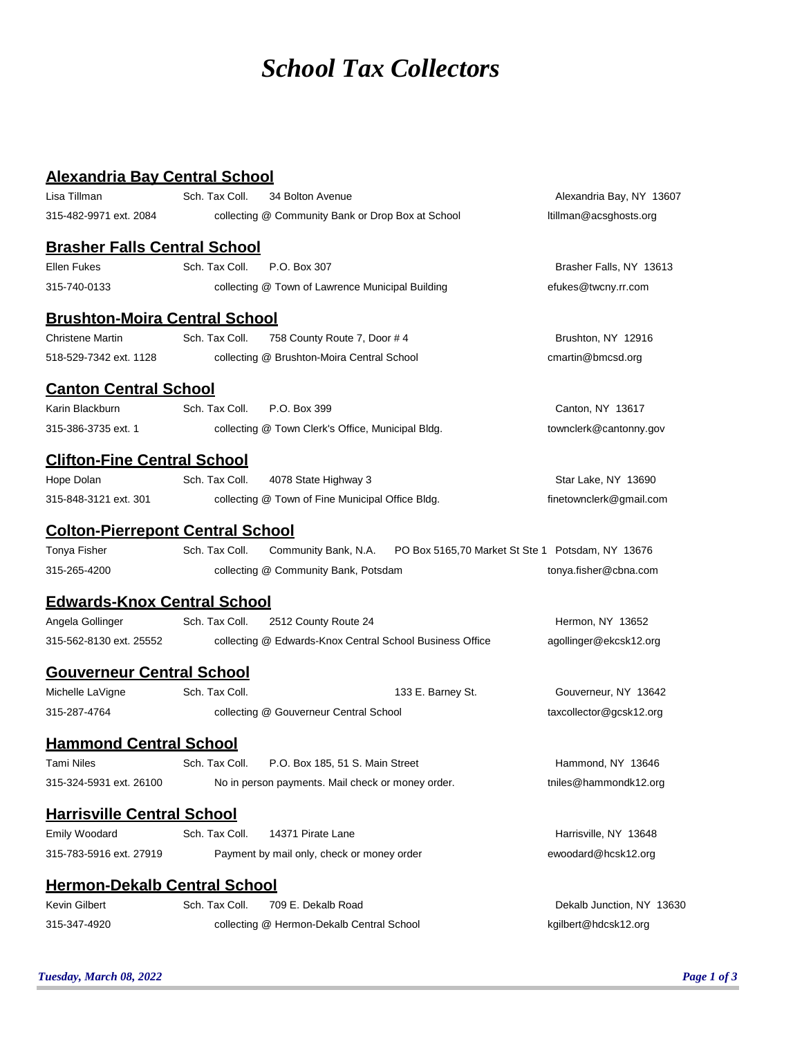# *School Tax Collectors*

## Alexandria Bay Central School

Lisa Tillman | Sch. Tax Coll. | 34 Bolton Avenue | Alexandria Bay, NY 13607

315-482-9971 ext. 2084 | collecting @ Community Bank or Drop Box at School | ltillman@acsghosts.org

## Brasher Falls Central School

Ellen Fukes | Sch. Tax Coll. | P.O. Box 307 | Brasher Falls, NY 13613

315-740-0133 | collecting @ Town of Lawrence Municipal Building | efukes@twcny.rr.com

## Brushton-Moira Central School

Christene Martin | Sch. Tax Coll. | 758 County Route 7, Door # 4 | Brushton, NY 12916

518-529-7342 ext. 1128 | collecting @ Brushton-Moira Central School | cmartin@bmcsd.org

## Canton Central School

Karin Blackburn | Sch. Tax Coll. | P.O. Box 399 | Canton, NY 13617

315-386-3735 ext. 1 | collecting @ Town Clerk's Office, Municipal Bldg. | townclerk@cantonny.gov

## Clifton-Fine Central School

Hope Dolan | Sch. Tax Coll. | 4078 State Highway 3 | Star Lake, NY 13690

315-848-3121 ext. 301 | collecting @ Town of Fine Municipal Office Bldg. | finetownclerk@gmail.com

## Colton-Pierrepont Central School

Tonya Fisher | Sch. Tax Coll. | Community Bank, N.A. | PO Box 5165,70 Market St Ste 1 | Potsdam, NY 13676

315-265-4200 | collecting @ Community Bank, Potsdam | tonya.fisher@cbna.com

## Edwards-Knox Central School

Angela Gollinger | Sch. Tax Coll. | 2512 County Route 24 | Hermon, NY 13652

315-562-8130 ext. 25552 | collecting @ Edwards-Knox Central School Business Office | agollinger@ekcsk12.org

## Gouverneur Central School

Michelle LaVigne | Sch. Tax Coll. | 133 E. Barney St. | Gouverneur, NY 13642

315-287-4764 | collecting @ Gouverneur Central School | taxcollector@gcsk12.org

## Hammond Central School

Tami Niles | Sch. Tax Coll. | P.O. Box 185, 51 S. Main Street | Hammond, NY 13646

315-324-5931 ext. 26100 | No in person payments. Mail check or money order. | tniles@hammondk12.org

## Harrisville Central School

Emily Woodard | Sch. Tax Coll. | 14371 Pirate Lane | Harrisville, NY 13648

315-783-5916 ext. 27919 | Payment by mail only, check or money order | ewoodard@hcsk12.org

## Hermon-Dekalb Central School

Kevin Gilbert | Sch. Tax Coll. | 709 E. Dekalb Road | Dekalb Junction, NY 13630

315-347-4920 | collecting @ Hermon-Dekalb Central School | kgilbert@hdcsk12.org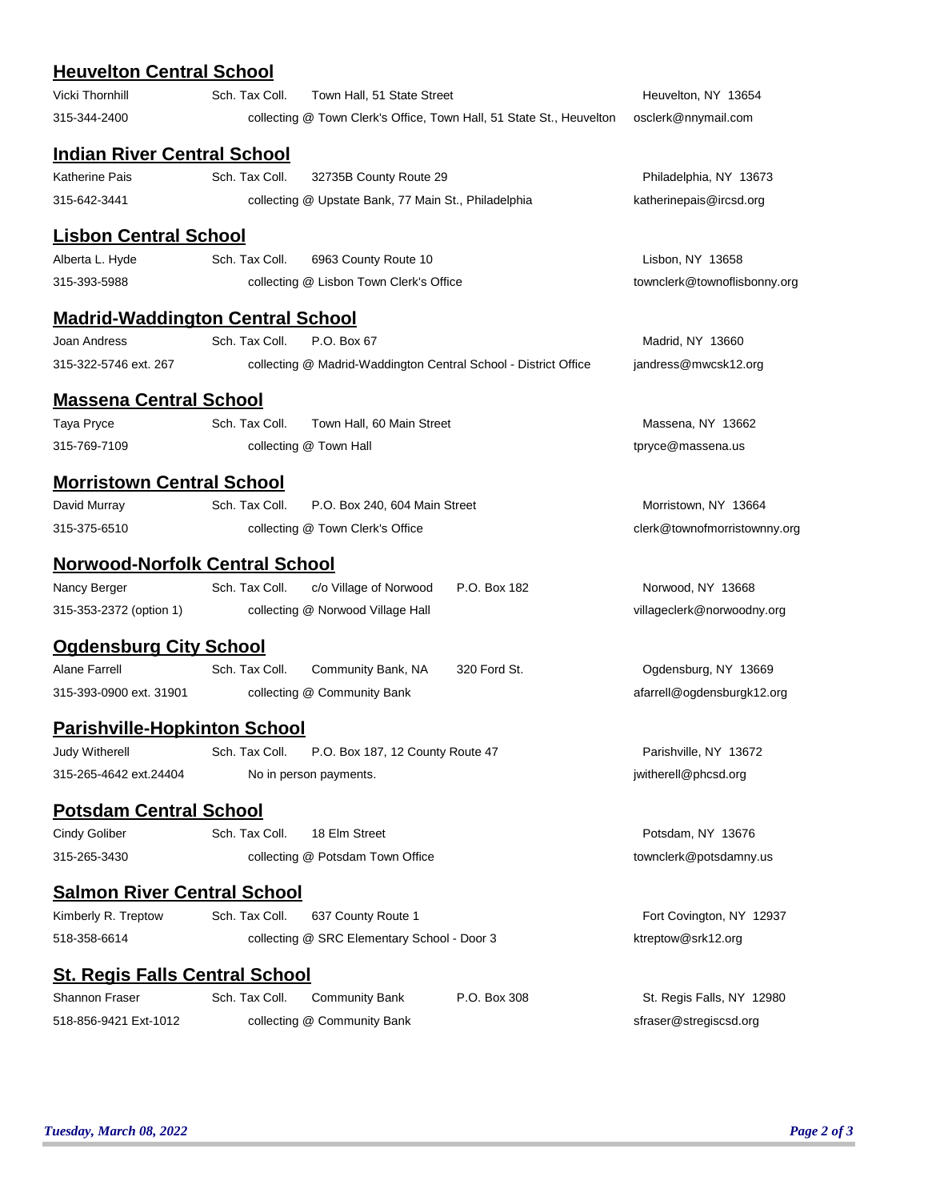## Heuvelton Central School

Vicki Thornhill    Sch. Tax Coll.    Town Hall, 51 State Street    Heuvelton, NY 13654

315-344-2400    collecting @ Town Clerk's Office, Town Hall, 51 State St., Heuvelton    osclerk@nnymail.com

## Indian River Central School

Katherine Pais    Sch. Tax Coll.    32735B County Route 29    Philadelphia, NY 13673

315-642-3441    collecting @ Upstate Bank, 77 Main St., Philadelphia    katherinepais@ircsd.org

## Lisbon Central School

Alberta L. Hyde    Sch. Tax Coll.    6963 County Route 10    Lisbon, NY 13658

315-393-5988    collecting @ Lisbon Town Clerk's Office    townclerk@townoflisbonny.org

## Madrid-Waddington Central School

Joan Andress    Sch. Tax Coll.    P.O. Box 67    Madrid, NY 13660

315-322-5746 ext. 267    collecting @ Madrid-Waddington Central School - District Office    jandress@mwcsk12.org

## Massena Central School

Taya Pryce    Sch. Tax Coll.    Town Hall, 60 Main Street    Massena, NY 13662

315-769-7109    collecting @ Town Hall    tpryce@massena.us

## Morristown Central School

David Murray    Sch. Tax Coll.    P.O. Box 240, 604 Main Street    Morristown, NY 13664

315-375-6510    collecting @ Town Clerk's Office    clerk@townofmorristownny.org

## Norwood-Norfolk Central School

Nancy Berger    Sch. Tax Coll.    c/o Village of Norwood    P.O. Box 182    Norwood, NY 13668

315-353-2372 (option 1)    collecting @ Norwood Village Hall    villageclerk@norwoodny.org

## Ogdensburg City School

Alane Farrell    Sch. Tax Coll.    Community Bank, NA    320 Ford St.    Ogdensburg, NY 13669

315-393-0900 ext. 31901    collecting @ Community Bank    afarrell@ogdensburgk12.org

## Parishville-Hopkinton School

Judy Witherell    Sch. Tax Coll.    P.O. Box 187, 12 County Route 47    Parishville, NY 13672

315-265-4642 ext.24404    No in person payments.    jwitherell@phcsd.org

## Potsdam Central School

Cindy Goliber    Sch. Tax Coll.    18 Elm Street    Potsdam, NY 13676

315-265-3430    collecting @ Potsdam Town Office    townclerk@potsdamny.us

## Salmon River Central School

Kimberly R. Treptow    Sch. Tax Coll.    637 County Route 1    Fort Covington, NY 12937

518-358-6614    collecting @ SRC Elementary School - Door 3    ktreptow@srk12.org

## St. Regis Falls Central School

Shannon Fraser    Sch. Tax Coll.    Community Bank    P.O. Box 308    St. Regis Falls, NY 12980

518-856-9421 Ext-1012    collecting @ Community Bank    sfraser@stregiscsd.org

*Tuesday, March 08, 2022*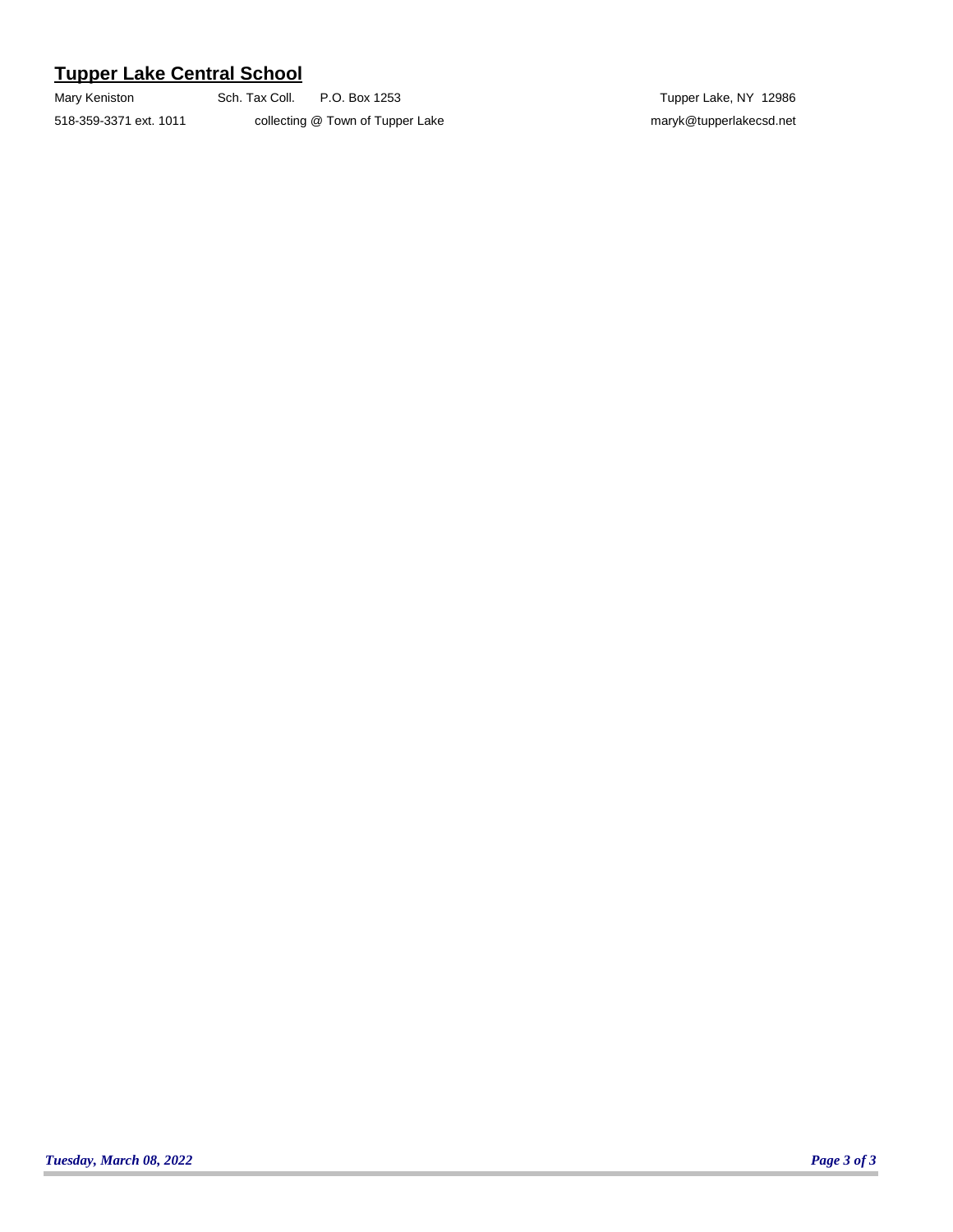## Tupper Lake Central School

| | | | |
|---|---|---|---|
| Mary Keniston | Sch. Tax Coll. | P.O. Box 1253 | Tupper Lake, NY 12986 |
| 518-359-3371 ext. 1011 | collecting @ Town of Tupper Lake | | maryk@tupperlakecsd.net |

*Tuesday, March 08, 2022*